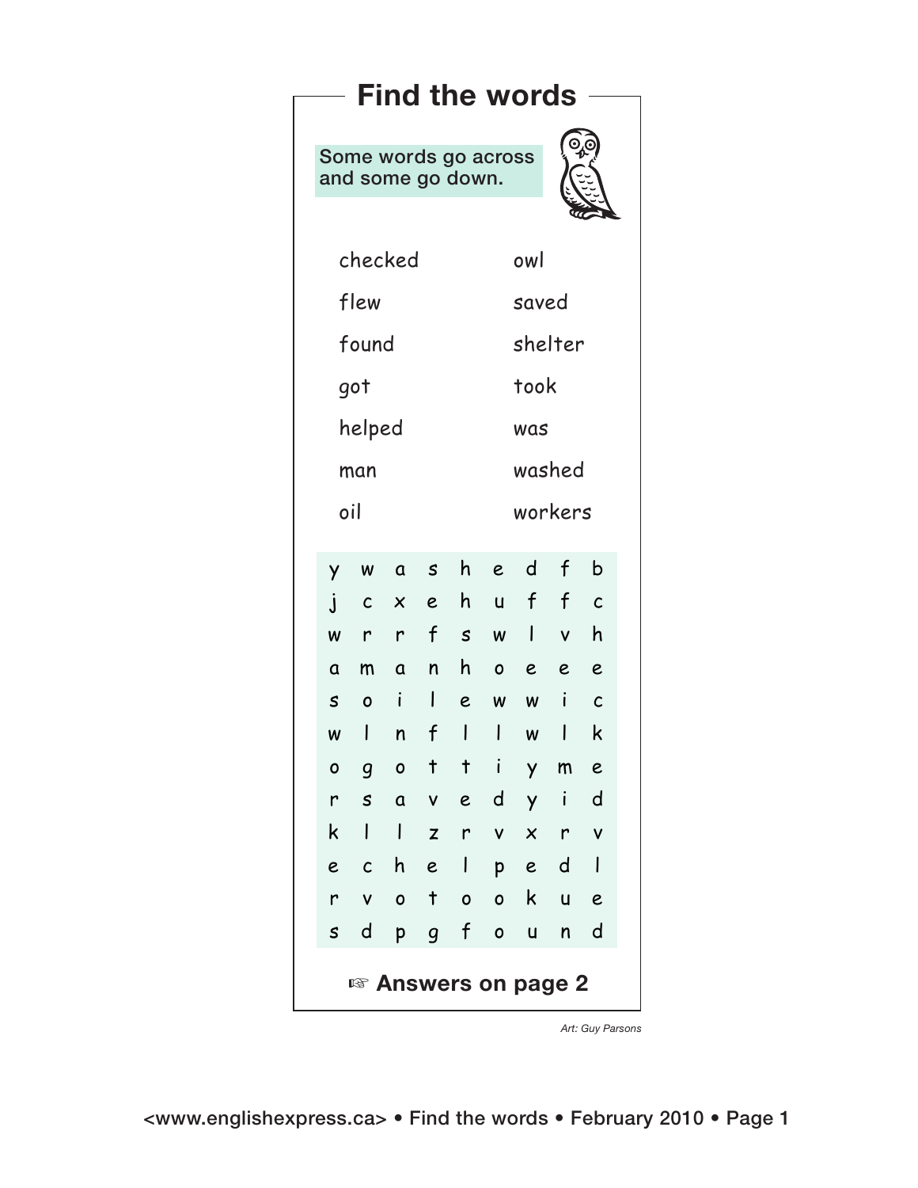# Find the words

Some words go across and some go down.

| | |
|---|---|
| checked | owl |
| flew | saved |
| found | shelter |
| got | took |
| helped | was |
| man | washed |
| oil | workers |

| | | | | | | | | |
|---|---|---|---|---|---|---|---|---|
| y | w | a | s | h | e | d | f | b |
| j | c | x | e | h | u | f | f | c |
| w | r | r | f | s | w | l | v | h |
| a | m | a | n | h | o | e | e | e |
| s | o | i | l | e | w | w | i | c |
| w | l | n | f | l | l | w | l | k |
| o | g | o | t | t | i | y | m | e |
| r | s | a | v | e | d | y | i | d |
| k | l | l | z | r | v | x | r | v |
| e | c | h | e | l | p | e | d | l |
| r | v | o | t | o | o | k | u | e |
| s | d | p | g | f | o | u | n | d |

☞ **Answers on page 2**

*Art: Guy Parsons*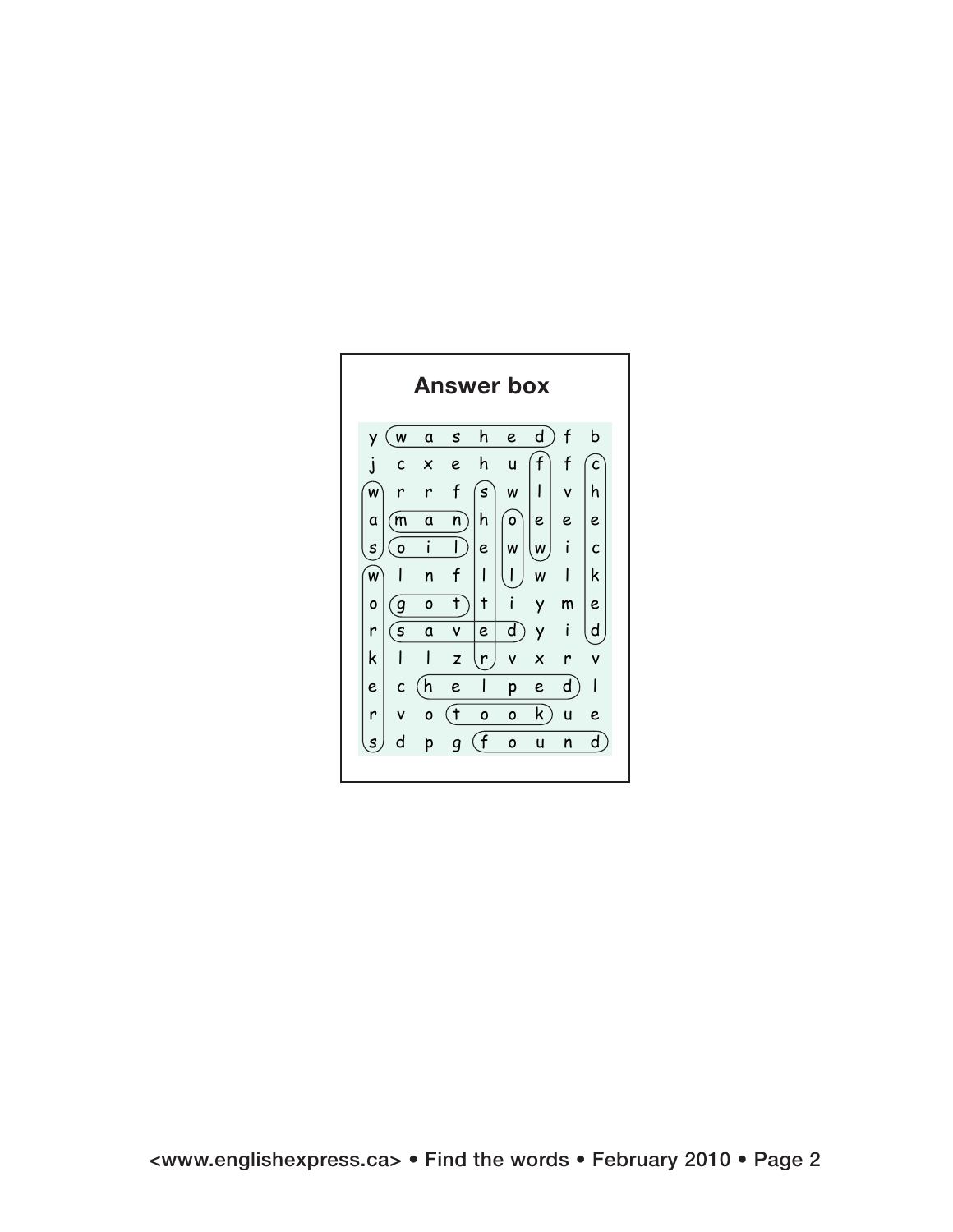## Answer box

| | | | | | | | | |
|---|---|---|---|---|---|---|---|---|
| y | w | a | s | h | e | d | f | b |
| j | c | x | e | h | u | f | f | c |
| w | r | r | f | s | w | l | v | h |
| a | m | a | n | h | o | e | e | e |
| s | o | i | l | e | w | w | i | c |
| w | l | n | f | l | l | w | l | k |
| o | g | o | t | t | i | y | m | e |
| r | s | a | v | e | d | y | i | d |
| k | l | l | z | r | v | x | r | v |
| e | c | h | e | l | p | e | d | l |
| r | v | o | t | o | o | k | u | e |
| s | d | p | g | f | o | u | n | d |

Circled words: washed, found, took, helped, saved, got, man, oil, was, workers, shelter, owl, flew, checked